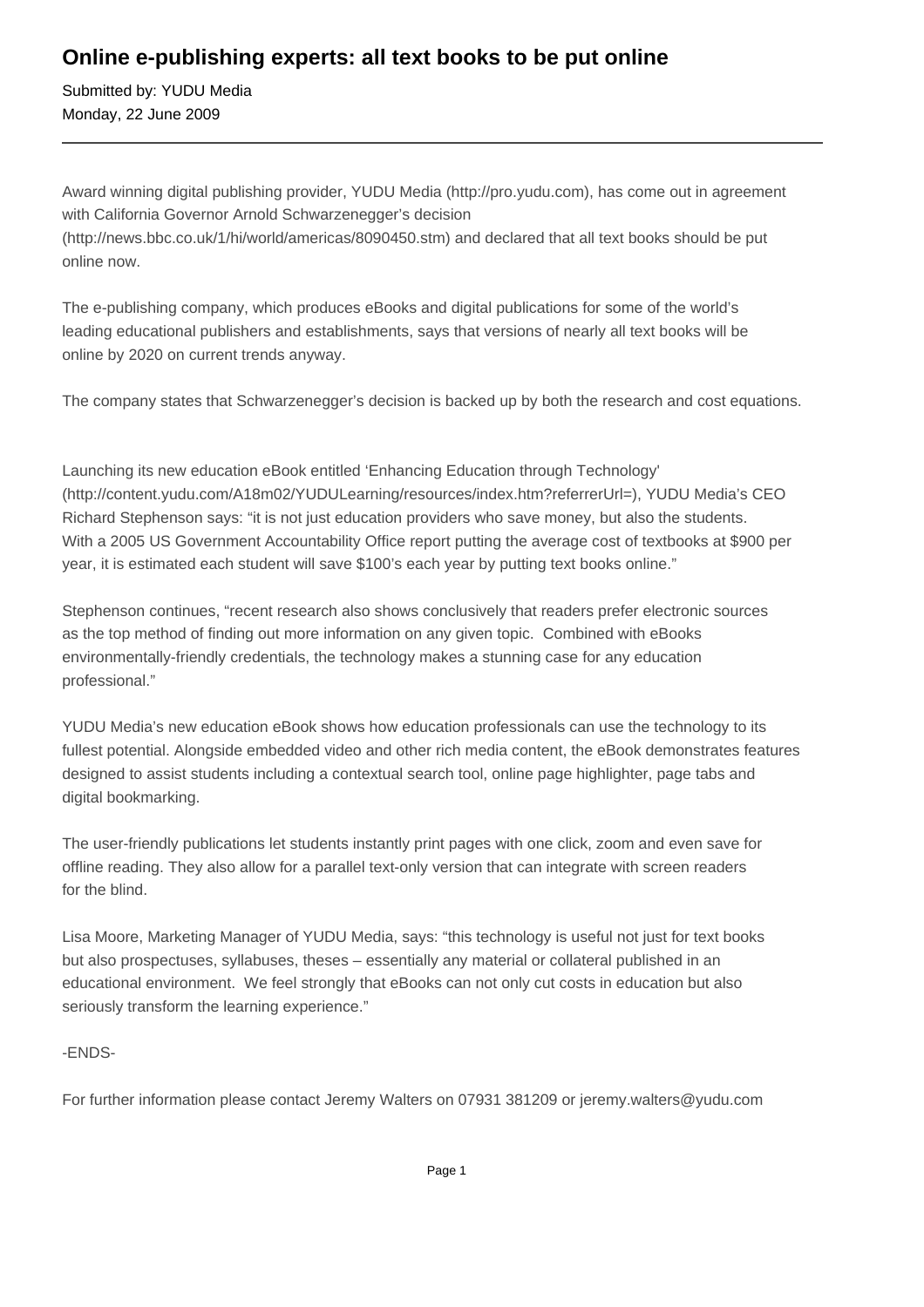# Online e-publishing experts: all text books to be put online

Submitted by: YUDU Media
Monday, 22 June 2009

---

Award winning digital publishing provider, YUDU Media (http://pro.yudu.com), has come out in agreement with California Governor Arnold Schwarzenegger's decision (http://news.bbc.co.uk/1/hi/world/americas/8090450.stm) and declared that all text books should be put online now.

The e-publishing company, which produces eBooks and digital publications for some of the world's leading educational publishers and establishments, says that versions of nearly all text books will be online by 2020 on current trends anyway.

The company states that Schwarzenegger's decision is backed up by both the research and cost equations.

Launching its new education eBook entitled 'Enhancing Education through Technology' (http://content.yudu.com/A18m02/YUDULearning/resources/index.htm?referrerUrl=), YUDU Media's CEO Richard Stephenson says: "it is not just education providers who save money, but also the students. With a 2005 US Government Accountability Office report putting the average cost of textbooks at $900 per year, it is estimated each student will save $100's each year by putting text books online."

Stephenson continues, "recent research also shows conclusively that readers prefer electronic sources as the top method of finding out more information on any given topic. Combined with eBooks environmentally-friendly credentials, the technology makes a stunning case for any education professional."

YUDU Media's new education eBook shows how education professionals can use the technology to its fullest potential. Alongside embedded video and other rich media content, the eBook demonstrates features designed to assist students including a contextual search tool, online page highlighter, page tabs and digital bookmarking.

The user-friendly publications let students instantly print pages with one click, zoom and even save for offline reading. They also allow for a parallel text-only version that can integrate with screen readers for the blind.

Lisa Moore, Marketing Manager of YUDU Media, says: "this technology is useful not just for text books but also prospectuses, syllabuses, theses – essentially any material or collateral published in an educational environment. We feel strongly that eBooks can not only cut costs in education but also seriously transform the learning experience."

-ENDS-

For further information please contact Jeremy Walters on 07931 381209 or jeremy.walters@yudu.com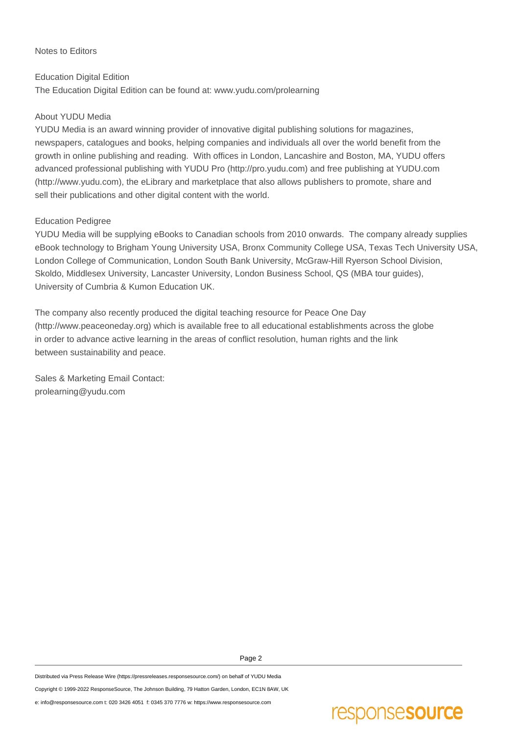Notes to Editors

Education Digital Edition

The Education Digital Edition can be found at: www.yudu.com/prolearning

About YUDU Media

YUDU Media is an award winning provider of innovative digital publishing solutions for magazines, newspapers, catalogues and books, helping companies and individuals all over the world benefit from the growth in online publishing and reading. With offices in London, Lancashire and Boston, MA, YUDU offers advanced professional publishing with YUDU Pro (http://pro.yudu.com) and free publishing at YUDU.com (http://www.yudu.com), the eLibrary and marketplace that also allows publishers to promote, share and sell their publications and other digital content with the world.

Education Pedigree

YUDU Media will be supplying eBooks to Canadian schools from 2010 onwards. The company already supplies eBook technology to Brigham Young University USA, Bronx Community College USA, Texas Tech University USA, London College of Communication, London South Bank University, McGraw-Hill Ryerson School Division, Skoldo, Middlesex University, Lancaster University, London Business School, QS (MBA tour guides), University of Cumbria & Kumon Education UK.

The company also recently produced the digital teaching resource for Peace One Day (http://www.peaceoneday.org) which is available free to all educational establishments across the globe in order to advance active learning in the areas of conflict resolution, human rights and the link between sustainability and peace.

Sales & Marketing Email Contact:
prolearning@yudu.com

Distributed via Press Release Wire (https://pressreleases.responsesource.com/) on behalf of YUDU Media

Copyright © 1999-2022 ResponseSource, The Johnson Building, 79 Hatton Garden, London, EC1N 8AW, UK

e: info@responsesource.com t: 020 3426 4051 f: 0345 370 7776 w: https://www.responsesource.com

responsesource